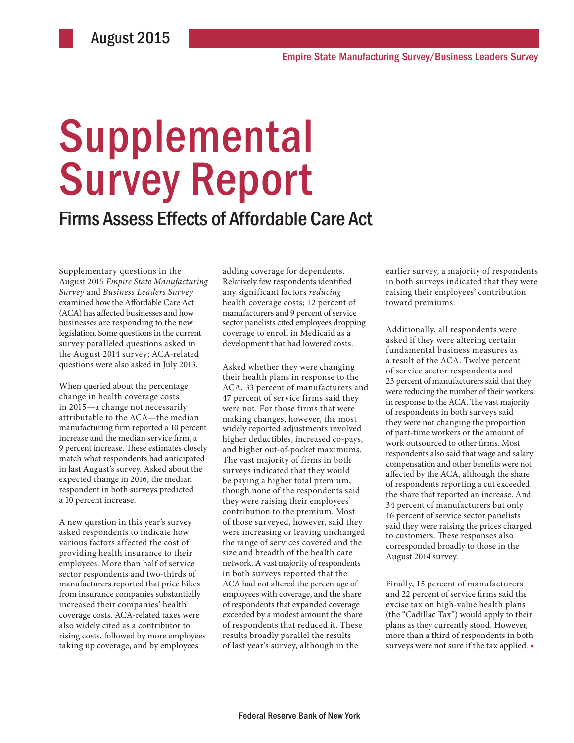August 2015

Empire State Manufacturing Survey/Business Leaders Survey

# Supplemental Survey Report

## Firms Assess Effects of Affordable Care Act

Supplementary questions in the August 2015 *Empire State Manufacturing Survey* and *Business Leaders Survey* examined how the Affordable Care Act (ACA) has affected businesses and how businesses are responding to the new legislation. Some questions in the current survey paralleled questions asked in the August 2014 survey; ACA-related questions were also asked in July 2013.

When queried about the percentage change in health coverage costs in 2015—a change not necessarily attributable to the ACA—the median manufacturing firm reported a 10 percent increase and the median service firm, a 9 percent increase. These estimates closely match what respondents had anticipated in last August's survey. Asked about the expected change in 2016, the median respondent in both surveys predicted a 10 percent increase.

A new question in this year's survey asked respondents to indicate how various factors affected the cost of providing health insurance to their employees. More than half of service sector respondents and two-thirds of manufacturers reported that price hikes from insurance companies substantially increased their companies' health coverage costs. ACA-related taxes were also widely cited as a contributor to rising costs, followed by more employees taking up coverage, and by employees adding coverage for dependents. Relatively few respondents identified any significant factors *reducing* health coverage costs; 12 percent of manufacturers and 9 percent of service sector panelists cited employees dropping coverage to enroll in Medicaid as a development that had lowered costs.

Asked whether they were changing their health plans in response to the ACA, 33 percent of manufacturers and 47 percent of service firms said they were not. For those firms that were making changes, however, the most widely reported adjustments involved higher deductibles, increased co-pays, and higher out-of-pocket maximums. The vast majority of firms in both surveys indicated that they would be paying a higher total premium, though none of the respondents said they were raising their employees' contribution to the premium. Most of those surveyed, however, said they were increasing or leaving unchanged the range of services covered and the size and breadth of the health care network. A vast majority of respondents in both surveys reported that the ACA had not altered the percentage of employees with coverage, and the share of respondents that expanded coverage exceeded by a modest amount the share of respondents that reduced it. These results broadly parallel the results of last year's survey, although in the earlier survey, a majority of respondents in both surveys indicated that they were raising their employees' contribution toward premiums.

Additionally, all respondents were asked if they were altering certain fundamental business measures as a result of the ACA. Twelve percent of service sector respondents and 23 percent of manufacturers said that they were reducing the number of their workers in response to the ACA. The vast majority of respondents in both surveys said they were not changing the proportion of part-time workers or the amount of work outsourced to other firms. Most respondents also said that wage and salary compensation and other benefits were not affected by the ACA, although the share of respondents reporting a cut exceeded the share that reported an increase. And 34 percent of manufacturers but only 16 percent of service sector panelists said they were raising the prices charged to customers. These responses also corresponded broadly to those in the August 2014 survey.

Finally, 15 percent of manufacturers and 22 percent of service firms said the excise tax on high-value health plans (the "Cadillac Tax") would apply to their plans as they currently stood. However, more than a third of respondents in both surveys were not sure if the tax applied. ▪

Federal Reserve Bank of New York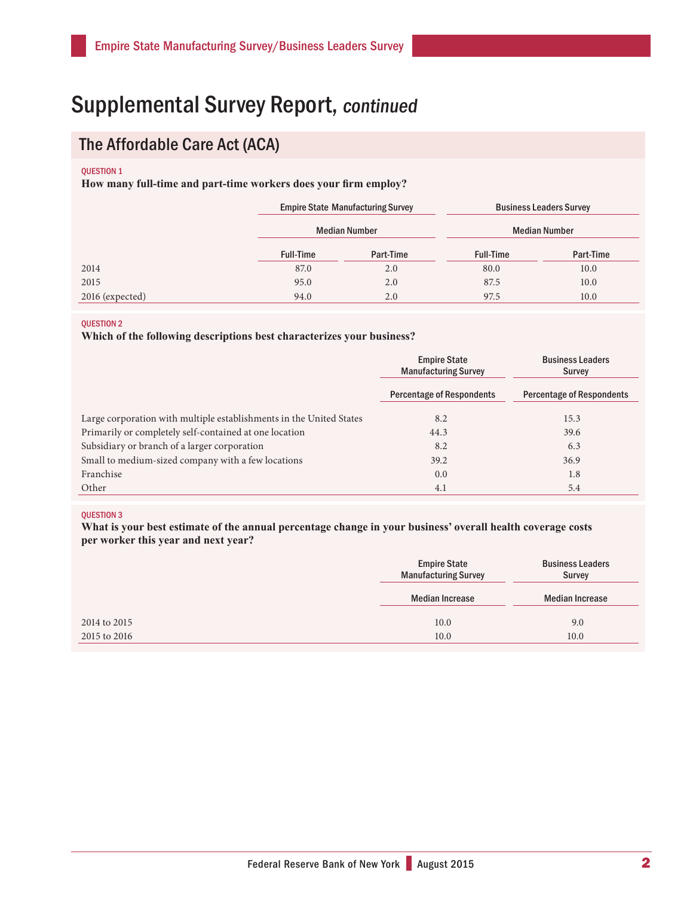# Supplemental Survey Report, *continued*

## The Affordable Care Act (ACA)

QUESTION 1

**How many full-time and part-time workers does your firm employ?**

| | Empire State Manufacturing Survey | | Business Leaders Survey | |
|---|---|---|---|---|
| | Median Number | | Median Number | |
| | Full-Time | Part-Time | Full-Time | Part-Time |
| 2014 | 87.0 | 2.0 | 80.0 | 10.0 |
| 2015 | 95.0 | 2.0 | 87.5 | 10.0 |
| 2016 (expected) | 94.0 | 2.0 | 97.5 | 10.0 |

QUESTION 2

**Which of the following descriptions best characterizes your business?**

| | Empire State Manufacturing Survey | Business Leaders Survey |
|---|---|---|
| | Percentage of Respondents | Percentage of Respondents |
| Large corporation with multiple establishments in the United States | 8.2 | 15.3 |
| Primarily or completely self-contained at one location | 44.3 | 39.6 |
| Subsidiary or branch of a larger corporation | 8.2 | 6.3 |
| Small to medium-sized company with a few locations | 39.2 | 36.9 |
| Franchise | 0.0 | 1.8 |
| Other | 4.1 | 5.4 |

QUESTION 3

**What is your best estimate of the annual percentage change in your business' overall health coverage costs per worker this year and next year?**

| | Empire State Manufacturing Survey | Business Leaders Survey |
|---|---|---|
| | Median Increase | Median Increase |
| 2014 to 2015 | 10.0 | 9.0 |
| 2015 to 2016 | 10.0 | 10.0 |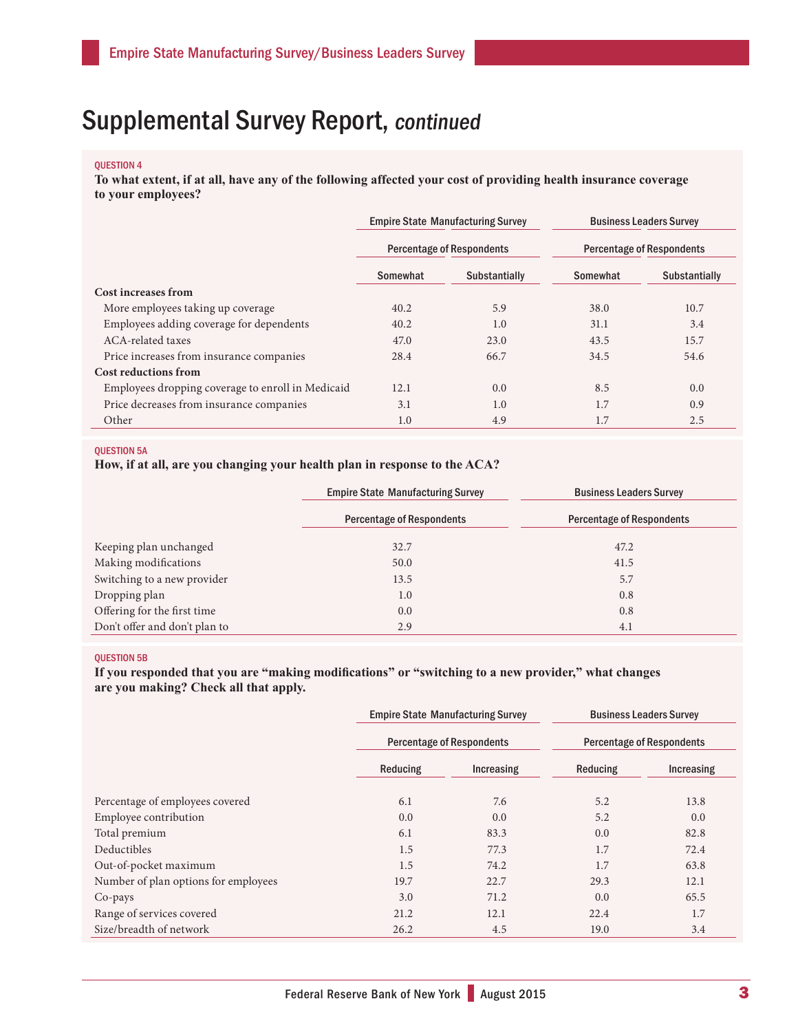# Supplemental Survey Report, *continued*

QUESTION 4

**To what extent, if at all, have any of the following affected your cost of providing health insurance coverage to your employees?**

| | Empire State Manufacturing Survey | | Business Leaders Survey | |
|---|---|---|---|---|
| | Percentage of Respondents | | Percentage of Respondents | |
| | Somewhat | Substantially | Somewhat | Substantially |
| **Cost increases from** | | | | |
| More employees taking up coverage | 40.2 | 5.9 | 38.0 | 10.7 |
| Employees adding coverage for dependents | 40.2 | 1.0 | 31.1 | 3.4 |
| ACA-related taxes | 47.0 | 23.0 | 43.5 | 15.7 |
| Price increases from insurance companies | 28.4 | 66.7 | 34.5 | 54.6 |
| **Cost reductions from** | | | | |
| Employees dropping coverage to enroll in Medicaid | 12.1 | 0.0 | 8.5 | 0.0 |
| Price decreases from insurance companies | 3.1 | 1.0 | 1.7 | 0.9 |
| Other | 1.0 | 4.9 | 1.7 | 2.5 |

QUESTION 5A

**How, if at all, are you changing your health plan in response to the ACA?**

| | Empire State Manufacturing Survey | Business Leaders Survey |
|---|---|---|
| | Percentage of Respondents | Percentage of Respondents |
| Keeping plan unchanged | 32.7 | 47.2 |
| Making modifications | 50.0 | 41.5 |
| Switching to a new provider | 13.5 | 5.7 |
| Dropping plan | 1.0 | 0.8 |
| Offering for the first time | 0.0 | 0.8 |
| Don't offer and don't plan to | 2.9 | 4.1 |

QUESTION 5B

**If you responded that you are "making modifications" or "switching to a new provider," what changes are you making? Check all that apply.**

| | Empire State Manufacturing Survey | | Business Leaders Survey | |
|---|---|---|---|---|
| | Percentage of Respondents | | Percentage of Respondents | |
| | Reducing | Increasing | Reducing | Increasing |
| Percentage of employees covered | 6.1 | 7.6 | 5.2 | 13.8 |
| Employee contribution | 0.0 | 0.0 | 5.2 | 0.0 |
| Total premium | 6.1 | 83.3 | 0.0 | 82.8 |
| Deductibles | 1.5 | 77.3 | 1.7 | 72.4 |
| Out-of-pocket maximum | 1.5 | 74.2 | 1.7 | 63.8 |
| Number of plan options for employees | 19.7 | 22.7 | 29.3 | 12.1 |
| Co-pays | 3.0 | 71.2 | 0.0 | 65.5 |
| Range of services covered | 21.2 | 12.1 | 22.4 | 1.7 |
| Size/breadth of network | 26.2 | 4.5 | 19.0 | 3.4 |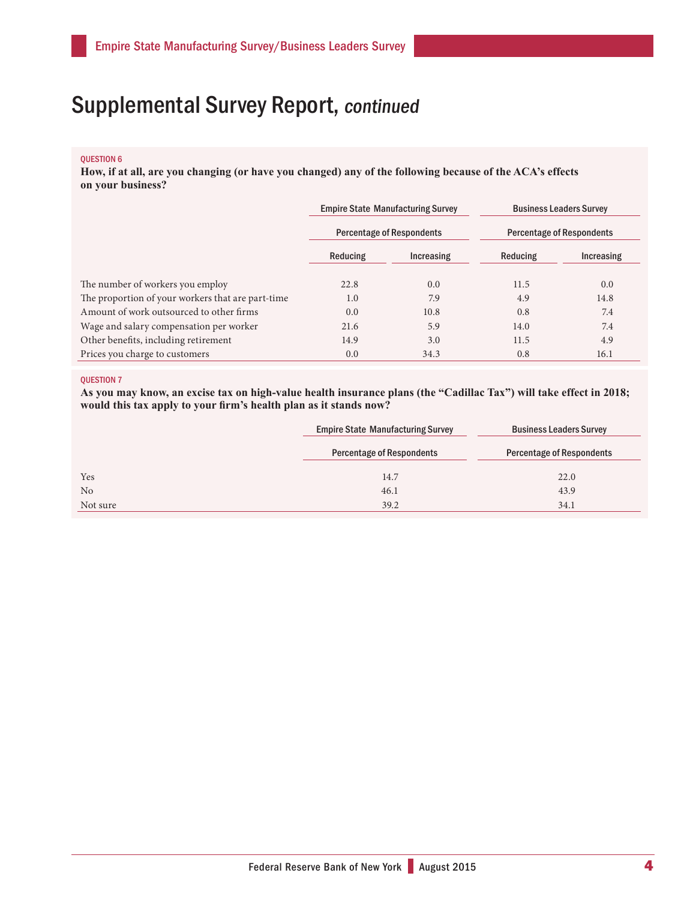# Supplemental Survey Report, *continued*

QUESTION 6

**How, if at all, are you changing (or have you changed) any of the following because of the ACA's effects on your business?**

| | Empire State Manufacturing Survey | | Business Leaders Survey | |
|---|---|---|---|---|
| | Percentage of Respondents | | Percentage of Respondents | |
| | Reducing | Increasing | Reducing | Increasing |
| The number of workers you employ | 22.8 | 0.0 | 11.5 | 0.0 |
| The proportion of your workers that are part-time | 1.0 | 7.9 | 4.9 | 14.8 |
| Amount of work outsourced to other firms | 0.0 | 10.8 | 0.8 | 7.4 |
| Wage and salary compensation per worker | 21.6 | 5.9 | 14.0 | 7.4 |
| Other benefits, including retirement | 14.9 | 3.0 | 11.5 | 4.9 |
| Prices you charge to customers | 0.0 | 34.3 | 0.8 | 16.1 |

QUESTION 7

**As you may know, an excise tax on high-value health insurance plans (the "Cadillac Tax") will take effect in 2018; would this tax apply to your firm's health plan as it stands now?**

| | Empire State Manufacturing Survey | Business Leaders Survey |
|---|---|---|
| | Percentage of Respondents | Percentage of Respondents |
| Yes | 14.7 | 22.0 |
| No | 46.1 | 43.9 |
| Not sure | 39.2 | 34.1 |